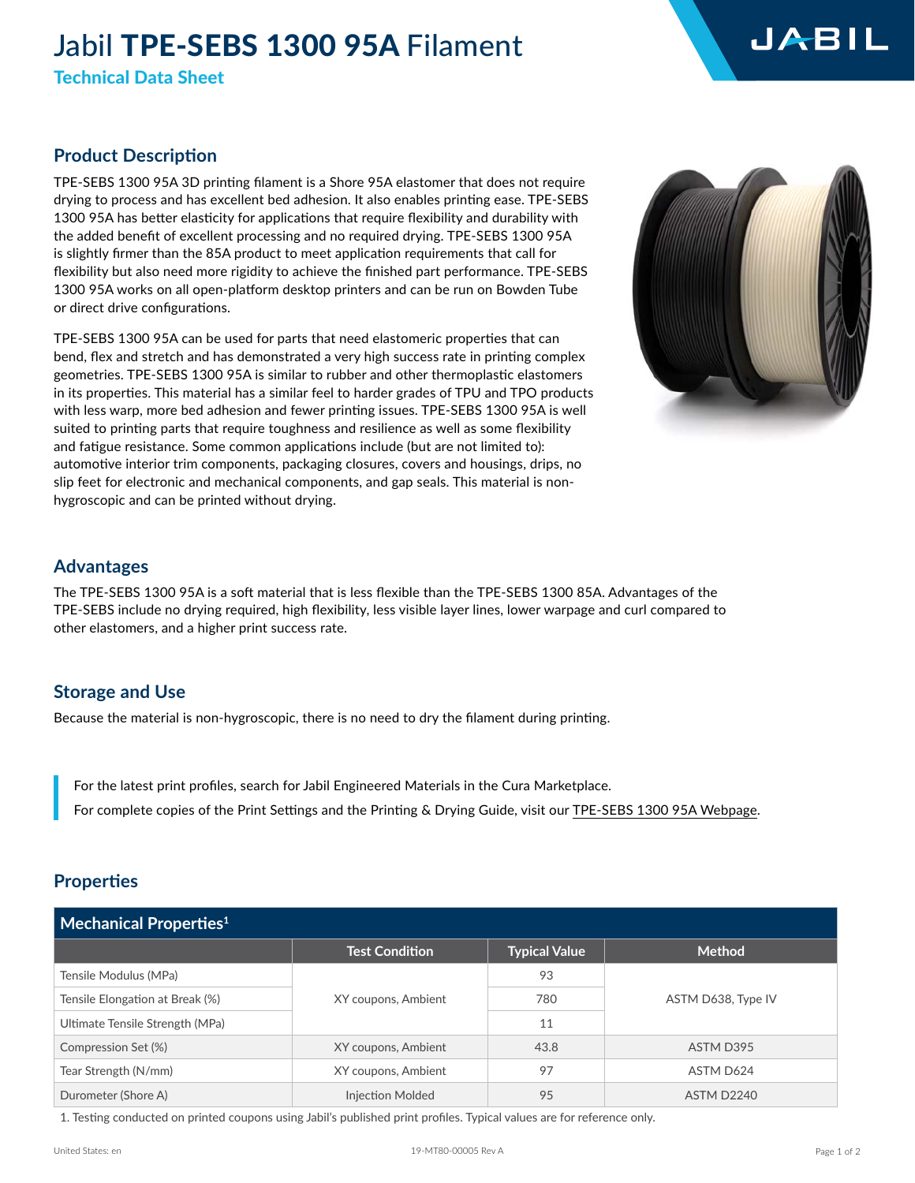# Jabil **TPE-SEBS 1300 95A** Filament

**Technical Data Sheet**

## Product Description

TPE-SEBS 1300 95A 3D printing filament is a Shore 95A elastomer that does not require drying to process and has excellent bed adhesion. It also enables printing ease. TPE-SEBS 1300 95A has better elasticity for applications that require flexibility and durability with the added benefit of excellent processing and no required drying. TPE-SEBS 1300 95A is slightly firmer than the 85A product to meet application requirements that call for flexibility but also need more rigidity to achieve the finished part performance. TPE-SEBS 1300 95A works on all open-platform desktop printers and can be run on Bowden Tube or direct drive configurations.

TPE-SEBS 1300 95A can be used for parts that need elastomeric properties that can bend, flex and stretch and has demonstrated a very high success rate in printing complex geometries. TPE-SEBS 1300 95A is similar to rubber and other thermoplastic elastomers in its properties. This material has a similar feel to harder grades of TPU and TPO products with less warp, more bed adhesion and fewer printing issues. TPE-SEBS 1300 95A is well suited to printing parts that require toughness and resilience as well as some flexibility and fatigue resistance. Some common applications include (but are not limited to): automotive interior trim components, packaging closures, covers and housings, drips, no slip feet for electronic and mechanical components, and gap seals. This material is non-hygroscopic and can be printed without drying.

## Advantages

The TPE-SEBS 1300 95A is a soft material that is less flexible than the TPE-SEBS 1300 85A. Advantages of the TPE-SEBS include no drying required, high flexibility, less visible layer lines, lower warpage and curl compared to other elastomers, and a higher print success rate.

## Storage and Use

Because the material is non-hygroscopic, there is no need to dry the filament during printing.

> For the latest print profiles, search for Jabil Engineered Materials in the Cura Marketplace.
>
> For complete copies of the Print Settings and the Printing & Drying Guide, visit our TPE-SEBS 1300 95A Webpage.

## Properties

| Mechanical Properties[1] | Test Condition | Typical Value | Method |
|---|---|---|---|
| Tensile Modulus (MPa) | XY coupons, Ambient | 93 | ASTM D638, Type IV |
| Tensile Elongation at Break (%) | XY coupons, Ambient | 780 | ASTM D638, Type IV |
| Ultimate Tensile Strength (MPa) | XY coupons, Ambient | 11 | ASTM D638, Type IV |
| Compression Set (%) | XY coupons, Ambient | 43.8 | ASTM D395 |
| Tear Strength (N/mm) | XY coupons, Ambient | 97 | ASTM D624 |
| Durometer (Shore A) | Injection Molded | 95 | ASTM D2240 |

1. Testing conducted on printed coupons using Jabil's published print profiles. Typical values are for reference only.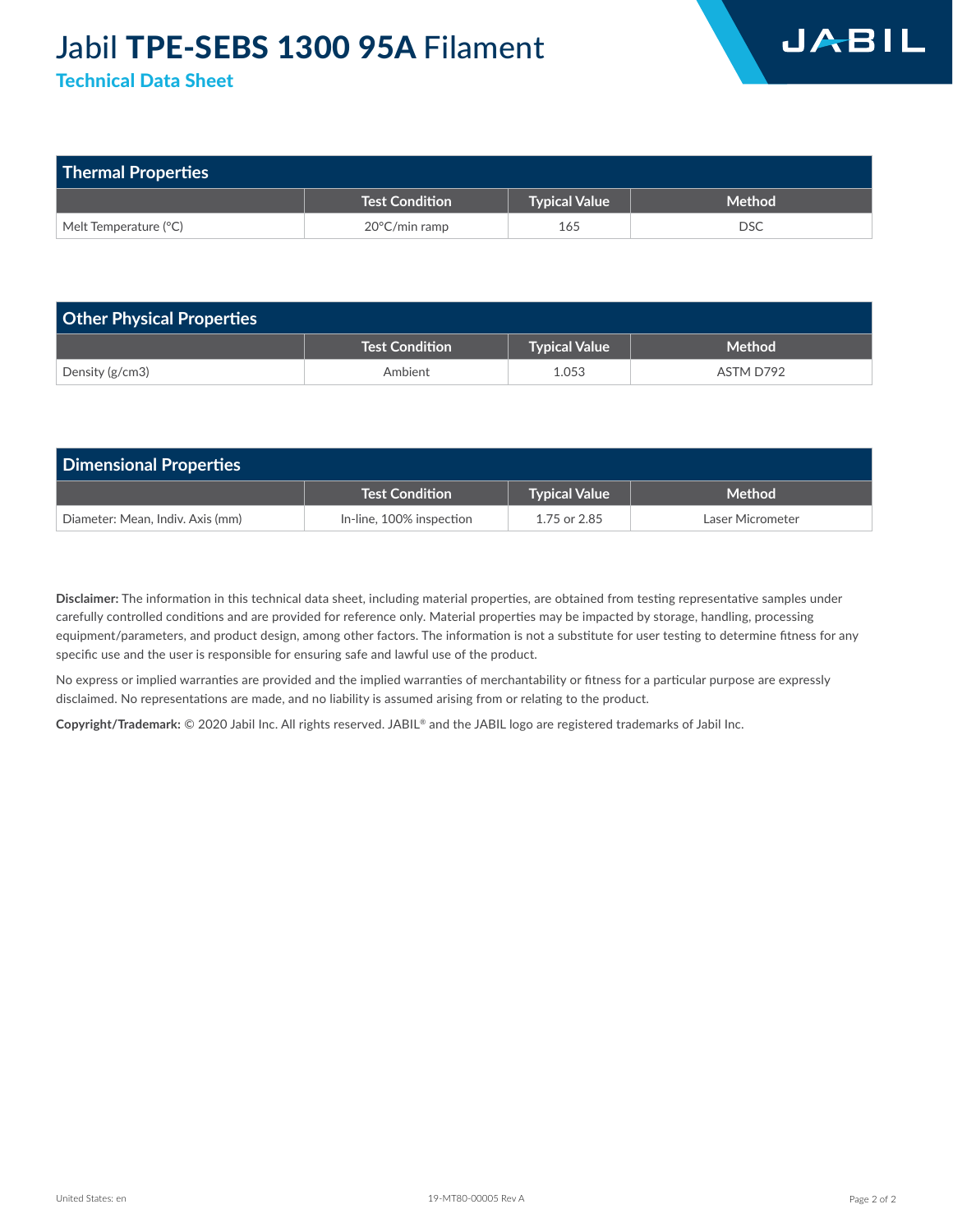# Jabil **TPE-SEBS 1300 95A** Filament

## Technical Data Sheet

| Thermal Properties | Test Condition | Typical Value | Method |
| --- | --- | --- | --- |
| Melt Temperature (°C) | 20°C/min ramp | 165 | DSC |

| Other Physical Properties | Test Condition | Typical Value | Method |
| --- | --- | --- | --- |
| Density (g/cm3) | Ambient | 1.053 | ASTM D792 |

| Dimensional Properties | Test Condition | Typical Value | Method |
| --- | --- | --- | --- |
| Diameter: Mean, Indiv. Axis (mm) | In-line, 100% inspection | 1.75 or 2.85 | Laser Micrometer |

**Disclaimer:** The information in this technical data sheet, including material properties, are obtained from testing representative samples under carefully controlled conditions and are provided for reference only. Material properties may be impacted by storage, handling, processing equipment/parameters, and product design, among other factors. The information is not a substitute for user testing to determine fitness for any specific use and the user is responsible for ensuring safe and lawful use of the product.

No express or implied warranties are provided and the implied warranties of merchantability or fitness for a particular purpose are expressly disclaimed. No representations are made, and no liability is assumed arising from or relating to the product.

**Copyright/Trademark:** © 2020 Jabil Inc. All rights reserved. JABIL® and the JABIL logo are registered trademarks of Jabil Inc.

United States: en

19-MT80-00005 Rev A